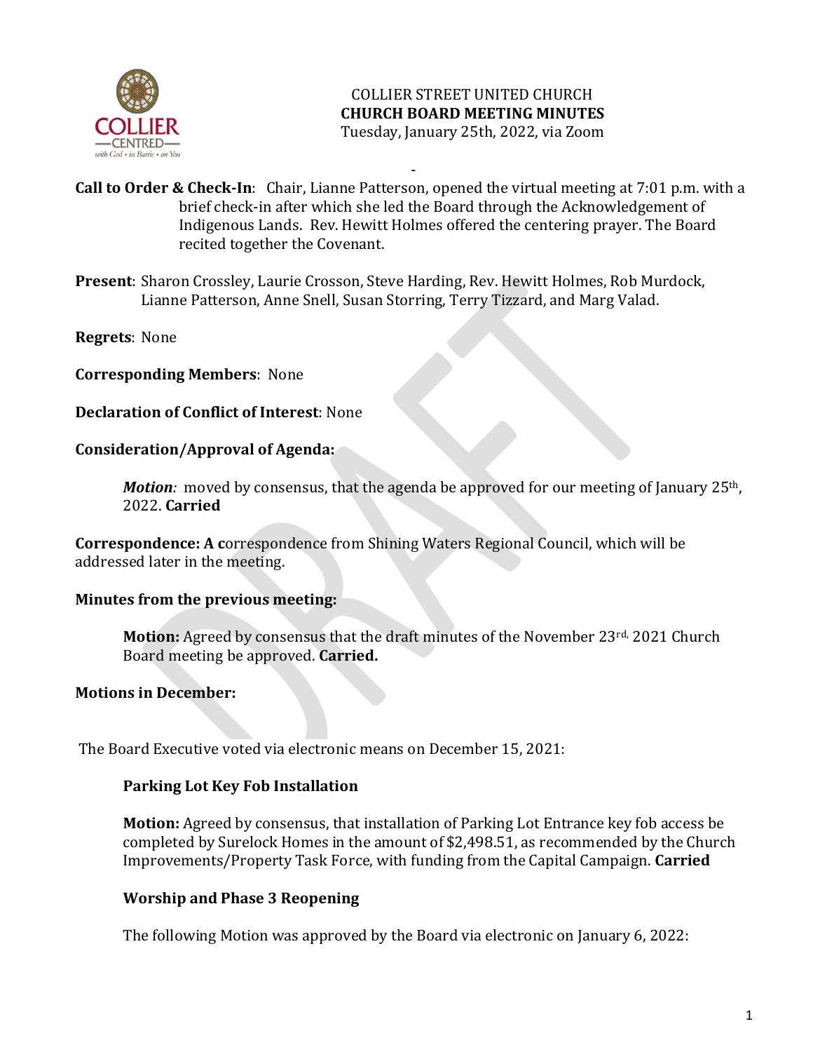# COLLIER STREET UNITED CHURCH
## CHURCH BOARD MEETING MINUTES
Tuesday, January 25th, 2022, via Zoom

-

**Call to Order & Check-In**: Chair, Lianne Patterson, opened the virtual meeting at 7:01 p.m. with a brief check-in after which she led the Board through the Acknowledgement of Indigenous Lands. Rev. Hewitt Holmes offered the centering prayer. The Board recited together the Covenant.

**Present**: Sharon Crossley, Laurie Crosson, Steve Harding, Rev. Hewitt Holmes, Rob Murdock, Lianne Patterson, Anne Snell, Susan Storring, Terry Tizzard, and Marg Valad.

**Regrets**: None

**Corresponding Members**: None

**Declaration of Conflict of Interest**: None

**Consideration/Approval of Agenda:**

> ***Motion:*** moved by consensus, that the agenda be approved for our meeting of January 25th, 2022. **Carried**

**Correspondence: A c**orrespondence from Shining Waters Regional Council, which will be addressed later in the meeting.

**Minutes from the previous meeting:**

> **Motion:** Agreed by consensus that the draft minutes of the November 23rd, 2021 Church Board meeting be approved. **Carried.**

**Motions in December:**

The Board Executive voted via electronic means on December 15, 2021:

> **Parking Lot Key Fob Installation**
>
> **Motion:** Agreed by consensus, that installation of Parking Lot Entrance key fob access be completed by Surelock Homes in the amount of $2,498.51, as recommended by the Church Improvements/Property Task Force, with funding from the Capital Campaign. **Carried**
>
> **Worship and Phase 3 Reopening**
>
> The following Motion was approved by the Board via electronic on January 6, 2022: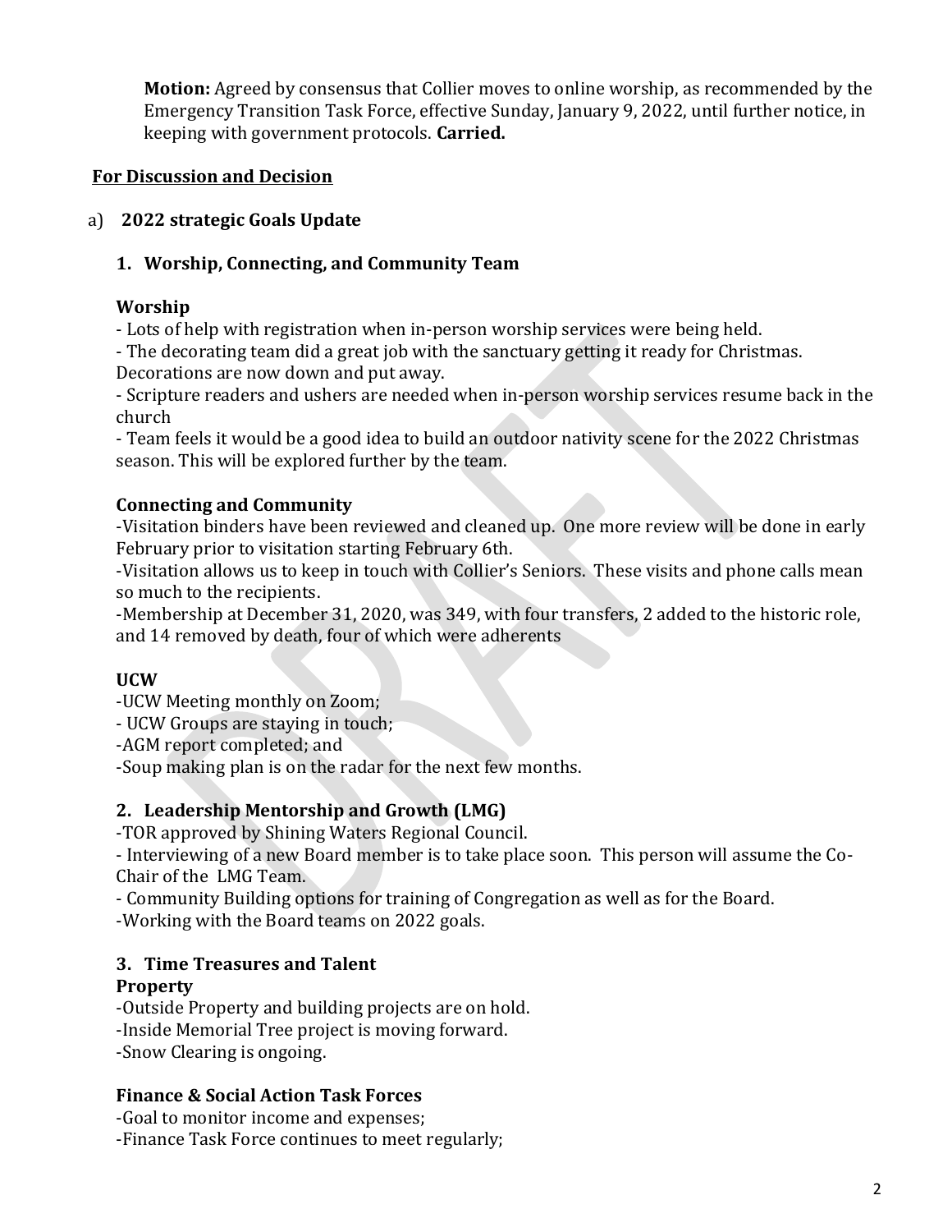**Motion:** Agreed by consensus that Collier moves to online worship, as recommended by the Emergency Transition Task Force, effective Sunday, January 9, 2022, until further notice, in keeping with government protocols. **Carried.**

**For Discussion and Decision**

a) **2022 strategic Goals Update**

### 1. Worship, Connecting, and Community Team

**Worship**

- Lots of help with registration when in-person worship services were being held.
- The decorating team did a great job with the sanctuary getting it ready for Christmas. Decorations are now down and put away.
- Scripture readers and ushers are needed when in-person worship services resume back in the church
- Team feels it would be a good idea to build an outdoor nativity scene for the 2022 Christmas season. This will be explored further by the team.

**Connecting and Community**

-Visitation binders have been reviewed and cleaned up. One more review will be done in early February prior to visitation starting February 6th.

-Visitation allows us to keep in touch with Collier's Seniors. These visits and phone calls mean so much to the recipients.

-Membership at December 31, 2020, was 349, with four transfers, 2 added to the historic role, and 14 removed by death, four of which were adherents

**UCW**

-UCW Meeting monthly on Zoom;
- UCW Groups are staying in touch;
-AGM report completed; and
-Soup making plan is on the radar for the next few months.

### 2. Leadership Mentorship and Growth (LMG)

-TOR approved by Shining Waters Regional Council.
- Interviewing of a new Board member is to take place soon. This person will assume the Co-Chair of the LMG Team.
- Community Building options for training of Congregation as well as for the Board.
-Working with the Board teams on 2022 goals.

### 3. Time Treasures and Talent

**Property**

-Outside Property and building projects are on hold.
-Inside Memorial Tree project is moving forward.
-Snow Clearing is ongoing.

**Finance & Social Action Task Forces**

-Goal to monitor income and expenses;
-Finance Task Force continues to meet regularly;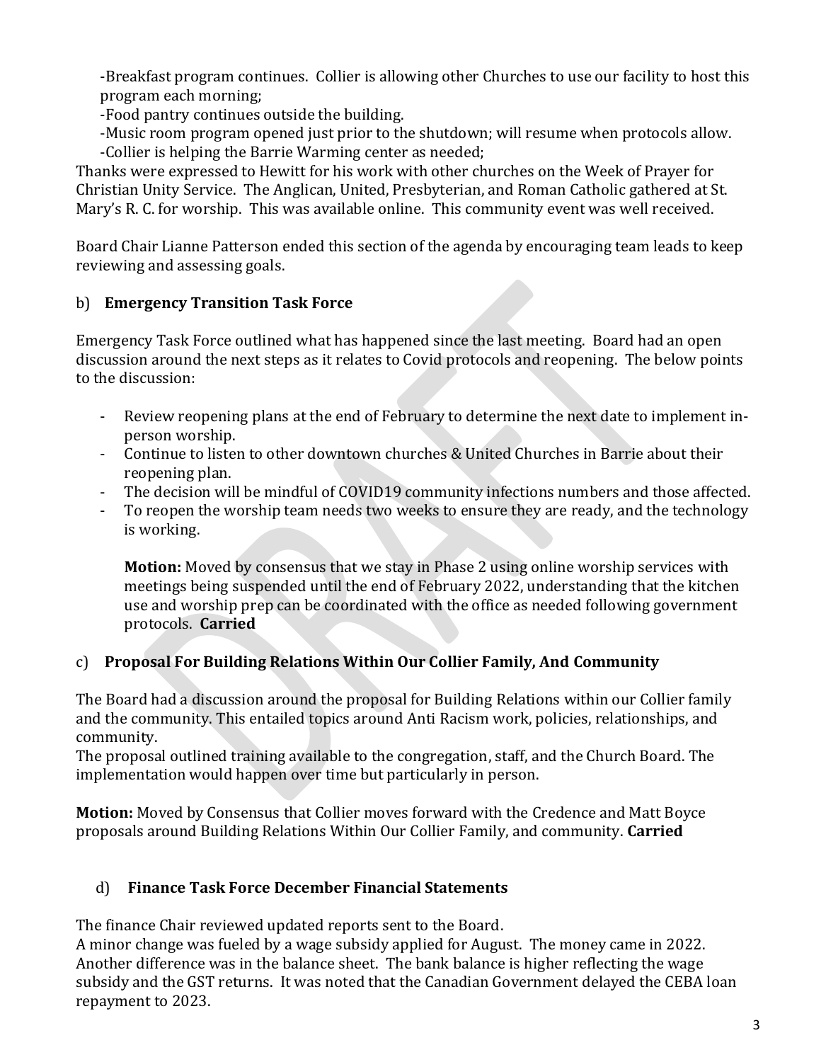-Breakfast program continues. Collier is allowing other Churches to use our facility to host this program each morning;
-Food pantry continues outside the building.
-Music room program opened just prior to the shutdown; will resume when protocols allow.
-Collier is helping the Barrie Warming center as needed;

Thanks were expressed to Hewitt for his work with other churches on the Week of Prayer for Christian Unity Service. The Anglican, United, Presbyterian, and Roman Catholic gathered at St. Mary's R. C. for worship. This was available online. This community event was well received.

Board Chair Lianne Patterson ended this section of the agenda by encouraging team leads to keep reviewing and assessing goals.

### b) **Emergency Transition Task Force**

Emergency Task Force outlined what has happened since the last meeting. Board had an open discussion around the next steps as it relates to Covid protocols and reopening. The below points to the discussion:

- Review reopening plans at the end of February to determine the next date to implement in-person worship.
- Continue to listen to other downtown churches & United Churches in Barrie about their reopening plan.
- The decision will be mindful of COVID19 community infections numbers and those affected.
- To reopen the worship team needs two weeks to ensure they are ready, and the technology is working.

**Motion:** Moved by consensus that we stay in Phase 2 using online worship services with meetings being suspended until the end of February 2022, understanding that the kitchen use and worship prep can be coordinated with the office as needed following government protocols. **Carried**

### c) **Proposal For Building Relations Within Our Collier Family, And Community**

The Board had a discussion around the proposal for Building Relations within our Collier family and the community. This entailed topics around Anti Racism work, policies, relationships, and community.
The proposal outlined training available to the congregation, staff, and the Church Board. The implementation would happen over time but particularly in person.

**Motion:** Moved by Consensus that Collier moves forward with the Credence and Matt Boyce proposals around Building Relations Within Our Collier Family, and community. **Carried**

### d) **Finance Task Force December Financial Statements**

The finance Chair reviewed updated reports sent to the Board.
A minor change was fueled by a wage subsidy applied for August. The money came in 2022. Another difference was in the balance sheet. The bank balance is higher reflecting the wage subsidy and the GST returns. It was noted that the Canadian Government delayed the CEBA loan repayment to 2023.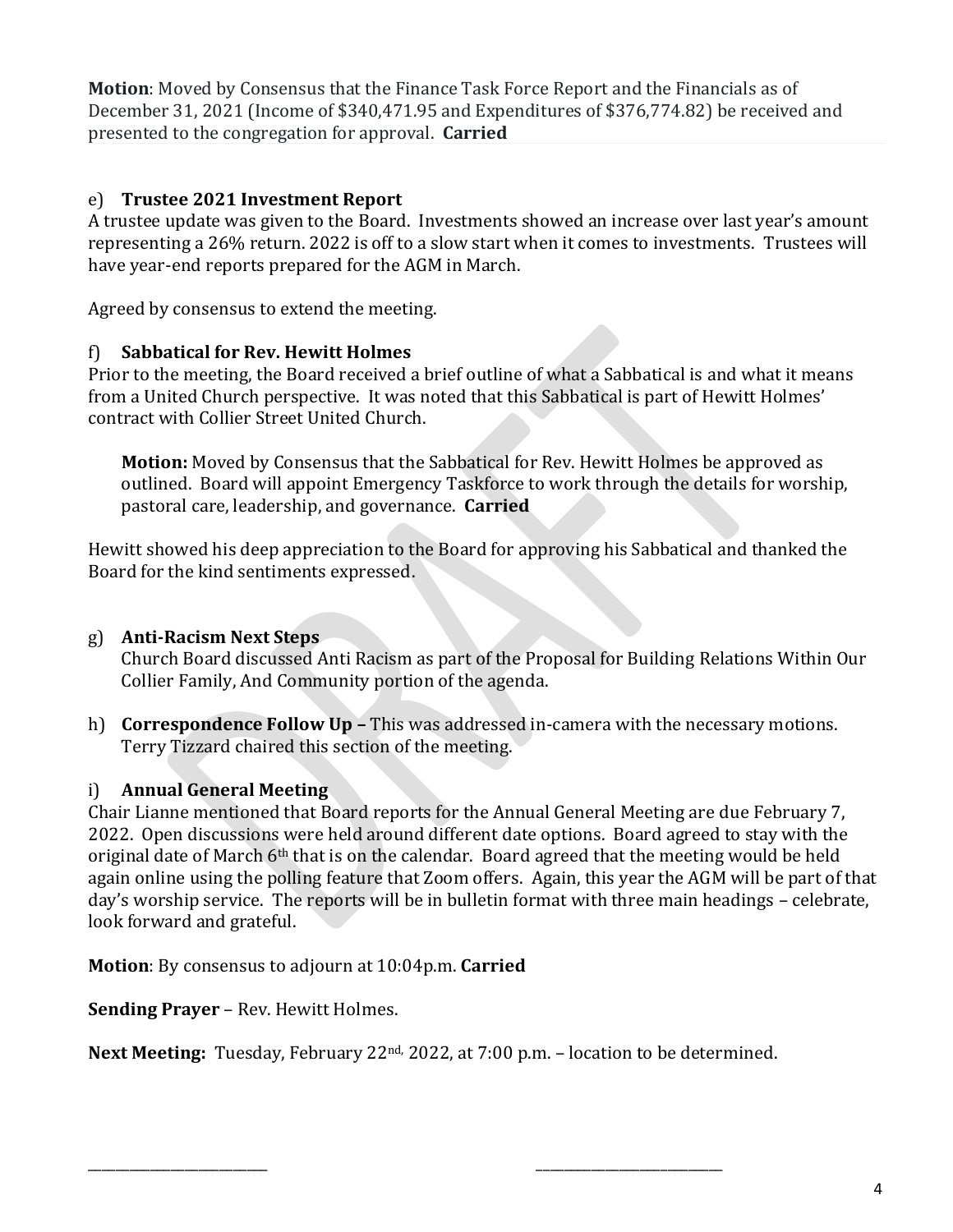**Motion**: Moved by Consensus that the Finance Task Force Report and the Financials as of December 31, 2021 (Income of $340,471.95 and Expenditures of $376,774.82) be received and presented to the congregation for approval. **Carried**

e) **Trustee 2021 Investment Report**

A trustee update was given to the Board. Investments showed an increase over last year's amount representing a 26% return. 2022 is off to a slow start when it comes to investments. Trustees will have year-end reports prepared for the AGM in March.

Agreed by consensus to extend the meeting.

f) **Sabbatical for Rev. Hewitt Holmes**

Prior to the meeting, the Board received a brief outline of what a Sabbatical is and what it means from a United Church perspective. It was noted that this Sabbatical is part of Hewitt Holmes' contract with Collier Street United Church.

> **Motion:** Moved by Consensus that the Sabbatical for Rev. Hewitt Holmes be approved as outlined. Board will appoint Emergency Taskforce to work through the details for worship, pastoral care, leadership, and governance. **Carried**

Hewitt showed his deep appreciation to the Board for approving his Sabbatical and thanked the Board for the kind sentiments expressed.

g) **Anti-Racism Next Steps**

Church Board discussed Anti Racism as part of the Proposal for Building Relations Within Our Collier Family, And Community portion of the agenda.

h) **Correspondence Follow Up –** This was addressed in-camera with the necessary motions. Terry Tizzard chaired this section of the meeting.

i) **Annual General Meeting**

Chair Lianne mentioned that Board reports for the Annual General Meeting are due February 7, 2022. Open discussions were held around different date options. Board agreed to stay with the original date of March 6th that is on the calendar. Board agreed that the meeting would be held again online using the polling feature that Zoom offers. Again, this year the AGM will be part of that day's worship service. The reports will be in bulletin format with three main headings – celebrate, look forward and grateful.

**Motion**: By consensus to adjourn at 10:04p.m. **Carried**

**Sending Prayer** – Rev. Hewitt Holmes.

**Next Meeting:** Tuesday, February 22nd, 2022, at 7:00 p.m. – location to be determined.

\_\_\_\_\_\_\_\_\_\_\_\_\_\_\_\_\_\_\_\_\_\_\_\_\_ \_\_\_\_\_\_\_\_\_\_\_\_\_\_\_\_\_\_\_\_\_\_\_\_\_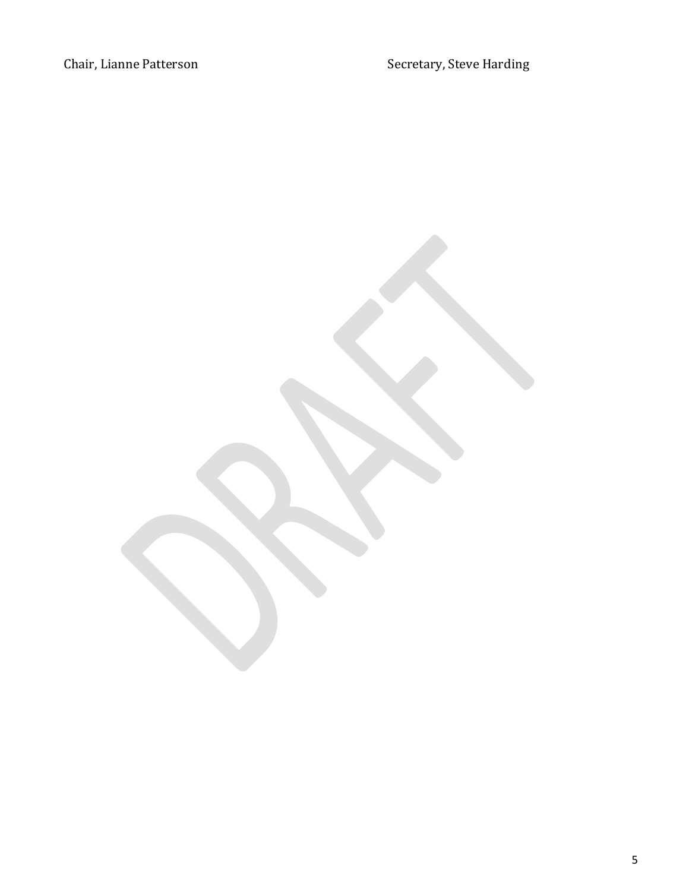Chair, Lianne Patterson Secretary, Steve Harding